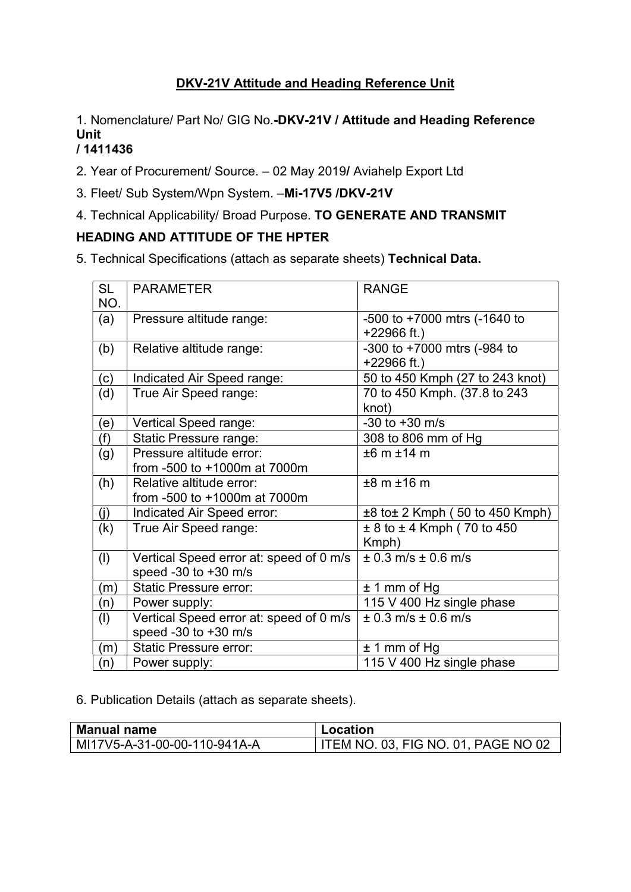# DKV-21V Attitude and Heading Reference Unit

1. Nomenclature/ Part No/ GIG No.-**DKV-21V / Attitude and Heading Reference Unit / 1411436**

2. Year of Procurement/ Source. – 02 May 2019**/** Aviahelp Export Ltd

3. Fleet/ Sub System/Wpn System. –**Mi-17V5 /DKV-21V**

4. Technical Applicability/ Broad Purpose. **TO GENERATE AND TRANSMIT HEADING AND ATTITUDE OF THE HPTER**

5. Technical Specifications (attach as separate sheets) **Technical Data.**

| SL NO. | PARAMETER | RANGE |
|---|---|---|
| (a) | Pressure altitude range: | -500 to +7000 mtrs (-1640 to +22966 ft.) |
| (b) | Relative altitude range: | -300 to +7000 mtrs (-984 to +22966 ft.) |
| (c) | Indicated Air Speed range: | 50 to 450 Kmph (27 to 243 knot) |
| (d) | True Air Speed range: | 70 to 450 Kmph. (37.8 to 243 knot) |
| (e) | Vertical Speed range: | -30 to +30 m/s |
| (f) | Static Pressure range: | 308 to 806 mm of Hg |
| (g) | Pressure altitude error: from -500 to +1000m at 7000m | ±6 m ±14 m |
| (h) | Relative altitude error: from -500 to +1000m at 7000m | ±8 m ±16 m |
| (j) | Indicated Air Speed error: | ±8 to± 2 Kmph ( 50 to 450 Kmph) |
| (k) | True Air Speed range: | ± 8 to ± 4 Kmph ( 70 to 450 Kmph) |
| (l) | Vertical Speed error at: speed of 0 m/s speed -30 to +30 m/s | ± 0.3 m/s ± 0.6 m/s |
| (m) | Static Pressure error: | ± 1 mm of Hg |
| (n) | Power supply: | 115 V 400 Hz single phase |
| (l) | Vertical Speed error at: speed of 0 m/s speed -30 to +30 m/s | ± 0.3 m/s ± 0.6 m/s |
| (m) | Static Pressure error: | ± 1 mm of Hg |
| (n) | Power supply: | 115 V 400 Hz single phase |

6. Publication Details (attach as separate sheets).

| Manual name | Location |
|---|---|
| MI17V5-A-31-00-00-110-941A-A | ITEM NO. 03, FIG NO. 01, PAGE NO 02 |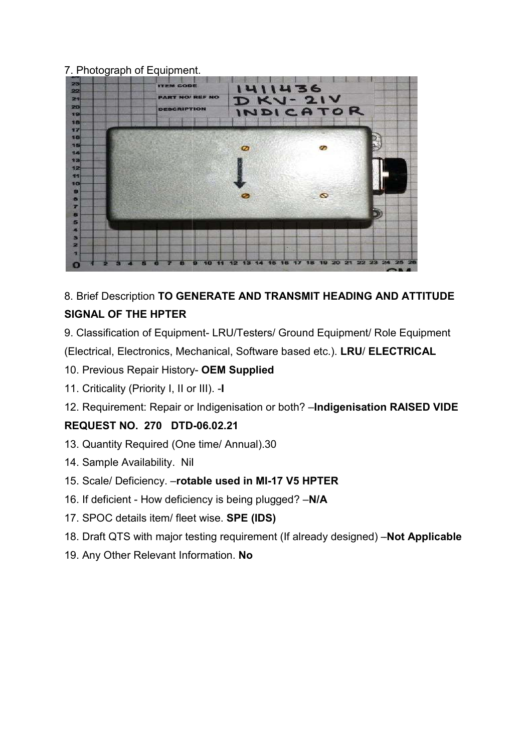7. Photograph of Equipment.

8. Brief Description **TO GENERATE AND TRANSMIT HEADING AND ATTITUDE SIGNAL OF THE HPTER**

9. Classification of Equipment- LRU/Testers/ Ground Equipment/ Role Equipment (Electrical, Electronics, Mechanical, Software based etc.). **LRU/ ELECTRICAL**

10. Previous Repair History- **OEM Supplied**

11. Criticality (Priority I, II or III). -**I**

12. Requirement: Repair or Indigenisation or both? –**Indigenisation RAISED VIDE REQUEST NO. 270 DTD-06.02.21**

13. Quantity Required (One time/ Annual).30

14. Sample Availability. Nil

15. Scale/ Deficiency. –**rotable used in MI-17 V5 HPTER**

16. If deficient - How deficiency is being plugged? –**N/A**

17. SPOC details item/ fleet wise. **SPE (IDS)**

18. Draft QTS with major testing requirement (If already designed) –**Not Applicable**

19. Any Other Relevant Information. **No**